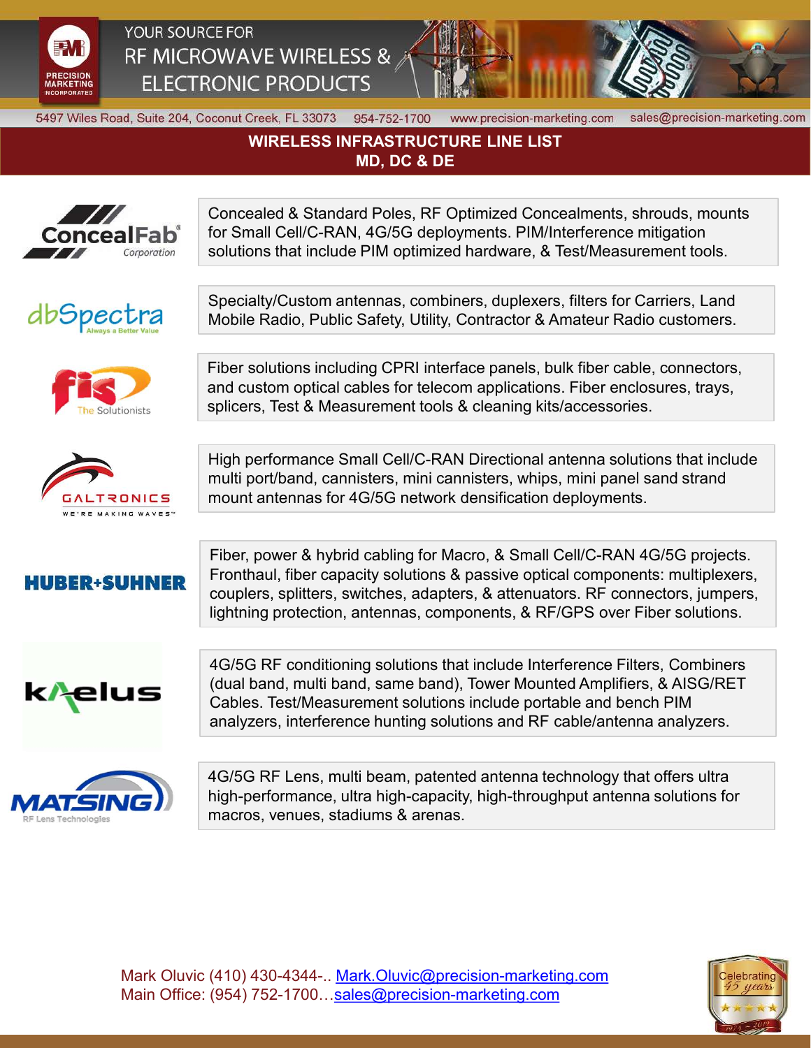# YOUR SOURCE FOR RF MICROWAVE WIRELESS & ELECTRONIC PRODUCTS

PRECISION MARKETING INCORPORATED

5497 Wiles Road, Suite 204, Coconut Creek, FL 33073   954-752-1700   www.precision-marketing.com   sales@precision-marketing.com

## WIRELESS INFRASTRUCTURE LINE LIST
## MD, DC & DE

| Company | Description |
| --- | --- |
| ConcealFab Corporation | Concealed & Standard Poles, RF Optimized Concealments, shrouds, mounts for Small Cell/C-RAN, 4G/5G deployments. PIM/Interference mitigation solutions that include PIM optimized hardware, & Test/Measurement tools. |
| dbSpectra (Always a Better Value) | Specialty/Custom antennas, combiners, duplexers, filters for Carriers, Land Mobile Radio, Public Safety, Utility, Contractor & Amateur Radio customers. |
| fis (The Solutionists) | Fiber solutions including CPRI interface panels, bulk fiber cable, connectors, and custom optical cables for telecom applications. Fiber enclosures, trays, splicers, Test & Measurement tools & cleaning kits/accessories. |
| GALTRONICS (We're Making Waves) | High performance Small Cell/C-RAN Directional antenna solutions that include multi port/band, cannisters, mini cannisters, whips, mini panel sand strand mount antennas for 4G/5G network densification deployments. |
| HUBER+SUHNER | Fiber, power & hybrid cabling for Macro, & Small Cell/C-RAN 4G/5G projects. Fronthaul, fiber capacity solutions & passive optical components: multiplexers, couplers, splitters, switches, adapters, & attenuators. RF connectors, jumpers, lightning protection, antennas, components, & RF/GPS over Fiber solutions. |
| Kaelus | 4G/5G RF conditioning solutions that include Interference Filters, Combiners (dual band, multi band, same band), Tower Mounted Amplifiers, & AISG/RET Cables. Test/Measurement solutions include portable and bench PIM analyzers, interference hunting solutions and RF cable/antenna analyzers. |
| MATSING (RF Lens Technologies) | 4G/5G RF Lens, multi beam, patented antenna technology that offers ultra high-performance, ultra high-capacity, high-throughput antenna solutions for macros, venues, stadiums & arenas. |

Mark Oluvic (410) 430-4344-.. Mark.Oluvic@precision-marketing.com
Main Office: (954) 752-1700…sales@precision-marketing.com

Celebrating 45 years 1974 - 2019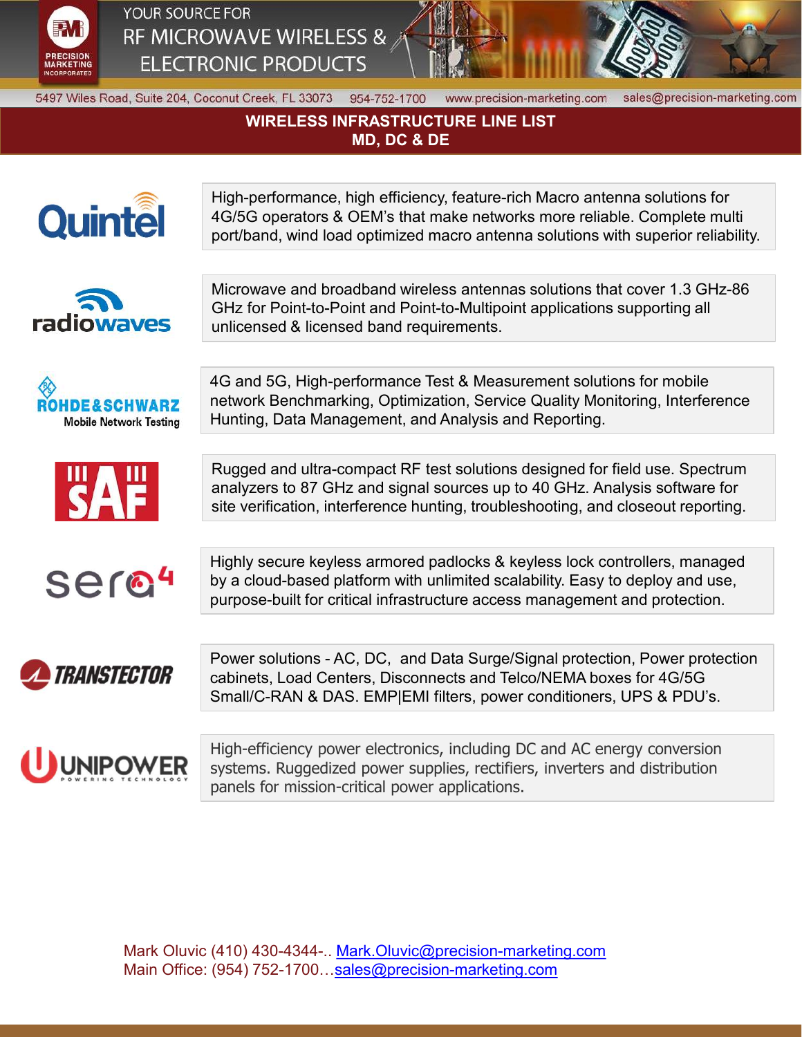YOUR SOURCE FOR RF MICROWAVE WIRELESS & ELECTRONIC PRODUCTS

PRECISION MARKETING INCORPORATED

5497 Wiles Road, Suite 204, Coconut Creek, FL 33073 954-752-1700 www.precision-marketing.com sales@precision-marketing.com

# WIRELESS INFRASTRUCTURE LINE LIST
## MD, DC & DE

| | |
|---|---|
| Quintel | High-performance, high efficiency, feature-rich Macro antenna solutions for 4G/5G operators & OEM's that make networks more reliable. Complete multi port/band, wind load optimized macro antenna solutions with superior reliability. |
| radiowaves | Microwave and broadband wireless antennas solutions that cover 1.3 GHz-86 GHz for Point-to-Point and Point-to-Multipoint applications supporting all unlicensed & licensed band requirements. |
| ROHDE&SCHWARZ Mobile Network Testing | 4G and 5G, High-performance Test & Measurement solutions for mobile network Benchmarking, Optimization, Service Quality Monitoring, Interference Hunting, Data Management, and Analysis and Reporting. |
| SAF | Rugged and ultra-compact RF test solutions designed for field use. Spectrum analyzers to 87 GHz and signal sources up to 40 GHz. Analysis software for site verification, interference hunting, troubleshooting, and closeout reporting. |
| sera4 | Highly secure keyless armored padlocks & keyless lock controllers, managed by a cloud-based platform with unlimited scalability. Easy to deploy and use, purpose-built for critical infrastructure access management and protection. |
| TRANSTECTOR | Power solutions - AC, DC, and Data Surge/Signal protection, Power protection cabinets, Load Centers, Disconnects and Telco/NEMA boxes for 4G/5G Small/C-RAN & DAS. EMP\|EMI filters, power conditioners, UPS & PDU's. |
| UNIPOWER POWERING TECHNOLOGY | High-efficiency power electronics, including DC and AC energy conversion systems. Ruggedized power supplies, rectifiers, inverters and distribution panels for mission-critical power applications. |

Mark Oluvic (410) 430-4344-.. Mark.Oluvic@precision-marketing.com
Main Office: (954) 752-1700…sales@precision-marketing.com